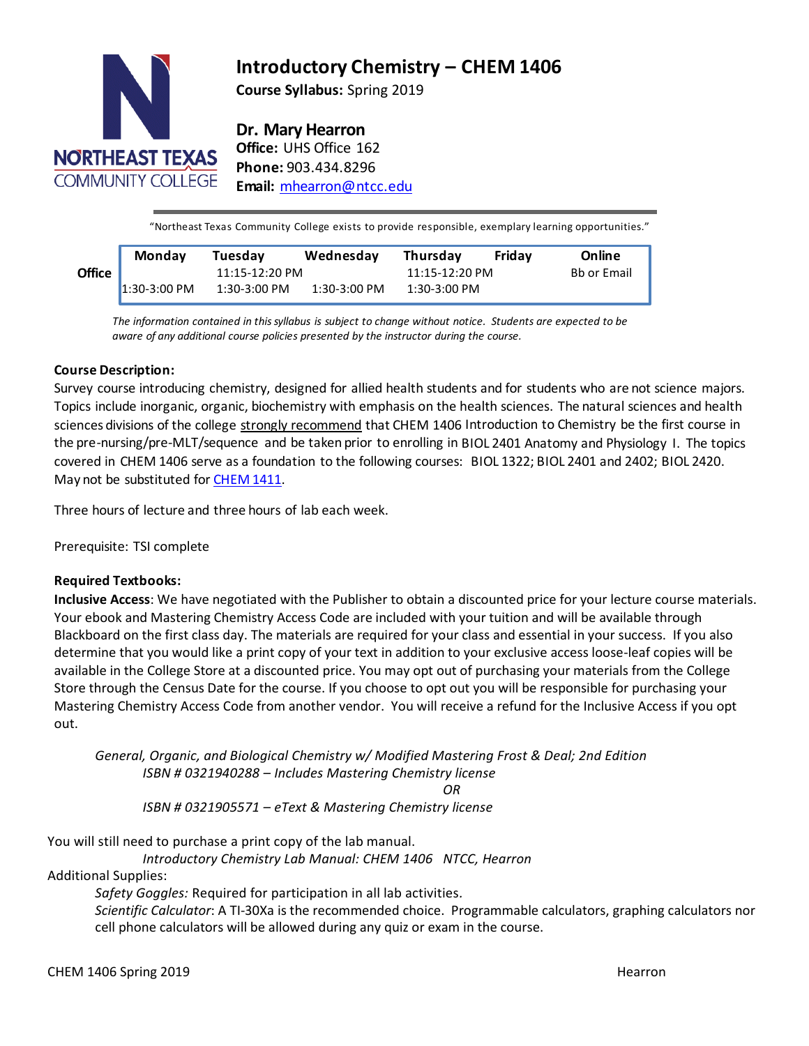# Introductory Chemistry – CHEM 1406

**Course Syllabus:** Spring 2019

**Dr. Mary Hearron**
**Office:** UHS Office 162
**Phone:** 903.434.8296
**Email:** mhearron@ntcc.edu

NORTHEAST TEXAS COMMUNITY COLLEGE

"Northeast Texas Community College exists to provide responsible, exemplary learning opportunities."

| | Monday | Tuesday | Wednesday | Thursday | Friday | Online |
|---|---|---|---|---|---|---|
| **Office** | | 11:15-12:20 PM | | 11:15-12:20 PM | | Bb or Email |
| | 1:30-3:00 PM | 1:30-3:00 PM | 1:30-3:00 PM | 1:30-3:00 PM | | |

*The information contained in this syllabus is subject to change without notice. Students are expected to be aware of any additional course policies presented by the instructor during the course.*

**Course Description:**
Survey course introducing chemistry, designed for allied health students and for students who are not science majors. Topics include inorganic, organic, biochemistry with emphasis on the health sciences. The natural sciences and health sciences divisions of the college strongly recommend that CHEM 1406 Introduction to Chemistry be the first course in the pre-nursing/pre-MLT/sequence and be taken prior to enrolling in BIOL 2401 Anatomy and Physiology I. The topics covered in CHEM 1406 serve as a foundation to the following courses: BIOL 1322; BIOL 2401 and 2402; BIOL 2420. May not be substituted for CHEM 1411.

Three hours of lecture and three hours of lab each week.

Prerequisite: TSI complete

**Required Textbooks:**
**Inclusive Access**: We have negotiated with the Publisher to obtain a discounted price for your lecture course materials. Your ebook and Mastering Chemistry Access Code are included with your tuition and will be available through Blackboard on the first class day. The materials are required for your class and essential in your success. If you also determine that you would like a print copy of your text in addition to your exclusive access loose-leaf copies will be available in the College Store at a discounted price. You may opt out of purchasing your materials from the College Store through the Census Date for the course. If you choose to opt out you will be responsible for purchasing your Mastering Chemistry Access Code from another vendor. You will receive a refund for the Inclusive Access if you opt out.

*General, Organic, and Biological Chemistry w/ Modified Mastering Frost & Deal; 2nd Edition*
*ISBN # 0321940288 – Includes Mastering Chemistry license*
*OR*
*ISBN # 0321905571 – eText & Mastering Chemistry license*

You will still need to purchase a print copy of the lab manual.
*Introductory Chemistry Lab Manual: CHEM 1406 NTCC, Hearron*

Additional Supplies:
*Safety Goggles:* Required for participation in all lab activities.
*Scientific Calculator*: A TI-30Xa is the recommended choice. Programmable calculators, graphing calculators nor cell phone calculators will be allowed during any quiz or exam in the course.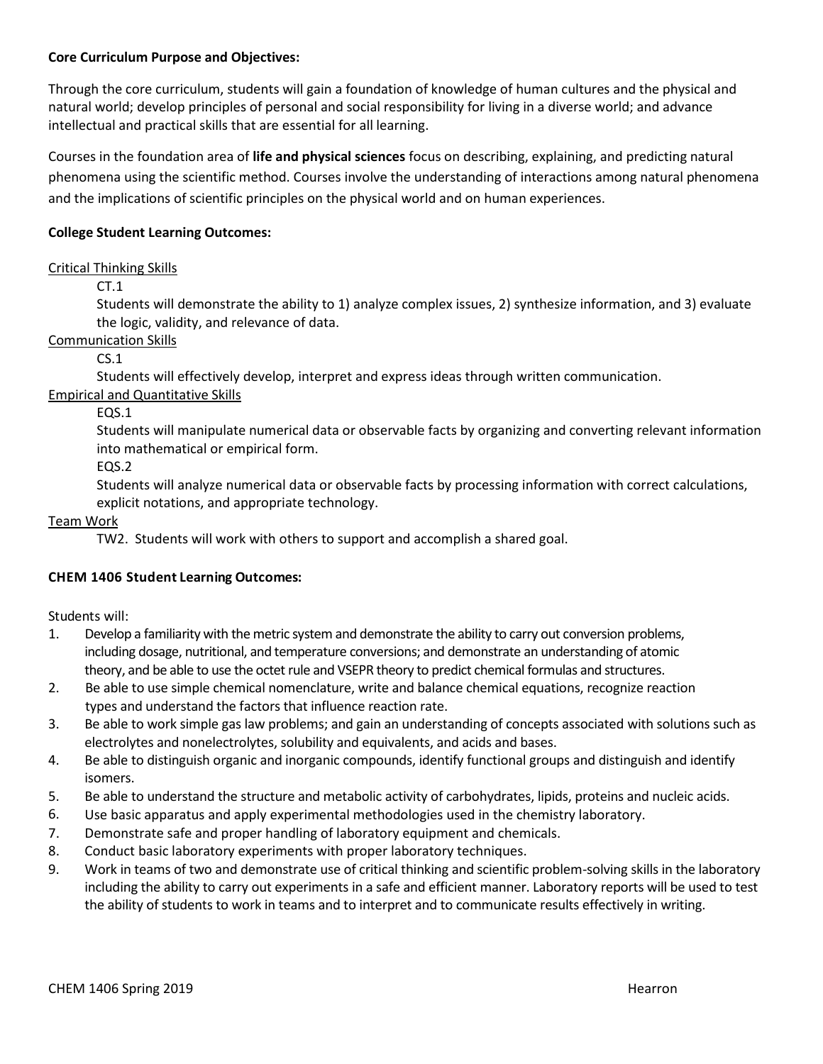**Core Curriculum Purpose and Objectives:**

Through the core curriculum, students will gain a foundation of knowledge of human cultures and the physical and natural world; develop principles of personal and social responsibility for living in a diverse world; and advance intellectual and practical skills that are essential for all learning.

Courses in the foundation area of **life and physical sciences** focus on describing, explaining, and predicting natural phenomena using the scientific method. Courses involve the understanding of interactions among natural phenomena and the implications of scientific principles on the physical world and on human experiences.

**College Student Learning Outcomes:**

Critical Thinking Skills

CT.1

Students will demonstrate the ability to 1) analyze complex issues, 2) synthesize information, and 3) evaluate the logic, validity, and relevance of data.

Communication Skills

CS.1

Students will effectively develop, interpret and express ideas through written communication.

Empirical and Quantitative Skills

EQS.1

Students will manipulate numerical data or observable facts by organizing and converting relevant information into mathematical or empirical form.

EQS.2

Students will analyze numerical data or observable facts by processing information with correct calculations, explicit notations, and appropriate technology.

Team Work

TW2. Students will work with others to support and accomplish a shared goal.

**CHEM 1406 Student Learning Outcomes:**

Students will:

1. Develop a familiarity with the metric system and demonstrate the ability to carry out conversion problems, including dosage, nutritional, and temperature conversions; and demonstrate an understanding of atomic theory, and be able to use the octet rule and VSEPR theory to predict chemical formulas and structures.
2. Be able to use simple chemical nomenclature, write and balance chemical equations, recognize reaction types and understand the factors that influence reaction rate.
3. Be able to work simple gas law problems; and gain an understanding of concepts associated with solutions such as electrolytes and nonelectrolytes, solubility and equivalents, and acids and bases.
4. Be able to distinguish organic and inorganic compounds, identify functional groups and distinguish and identify isomers.
5. Be able to understand the structure and metabolic activity of carbohydrates, lipids, proteins and nucleic acids.
6. Use basic apparatus and apply experimental methodologies used in the chemistry laboratory.
7. Demonstrate safe and proper handling of laboratory equipment and chemicals.
8. Conduct basic laboratory experiments with proper laboratory techniques.
9. Work in teams of two and demonstrate use of critical thinking and scientific problem-solving skills in the laboratory including the ability to carry out experiments in a safe and efficient manner. Laboratory reports will be used to test the ability of students to work in teams and to interpret and to communicate results effectively in writing.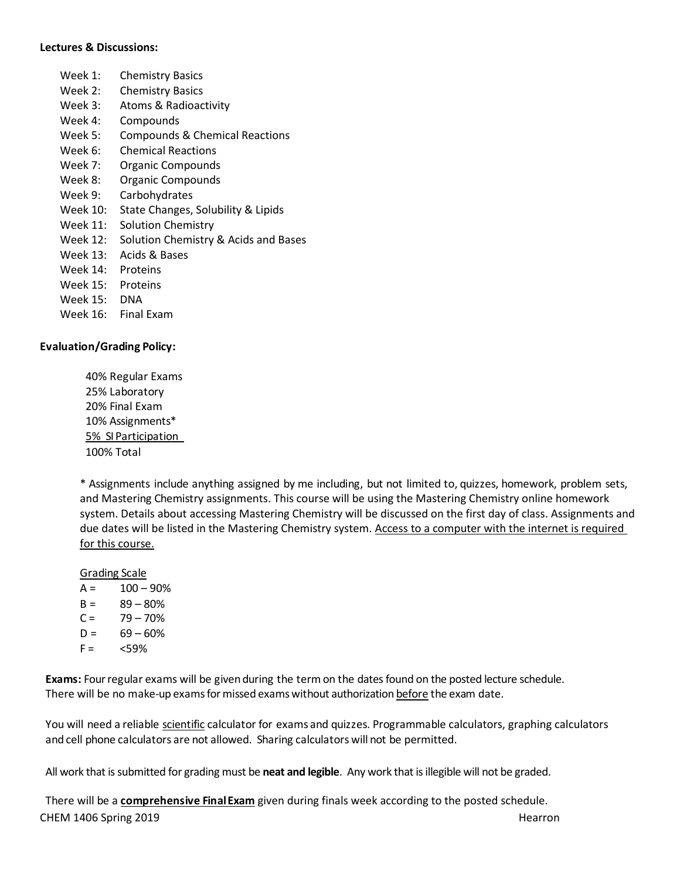**Lectures & Discussions:**

- Week 1: Chemistry Basics
- Week 2: Chemistry Basics
- Week 3: Atoms & Radioactivity
- Week 4: Compounds
- Week 5: Compounds & Chemical Reactions
- Week 6: Chemical Reactions
- Week 7: Organic Compounds
- Week 8: Organic Compounds
- Week 9: Carbohydrates
- Week 10: State Changes, Solubility & Lipids
- Week 11: Solution Chemistry
- Week 12: Solution Chemistry & Acids and Bases
- Week 13: Acids & Bases
- Week 14: Proteins
- Week 15: Proteins
- Week 15: DNA
- Week 16: Final Exam

**Evaluation/Grading Policy:**

40% Regular Exams
25% Laboratory
20% Final Exam
10% Assignments*
<u>5% SI Participation</u>
100% Total

* Assignments include anything assigned by me including, but not limited to, quizzes, homework, problem sets, and Mastering Chemistry assignments. This course will be using the Mastering Chemistry online homework system. Details about accessing Mastering Chemistry will be discussed on the first day of class. Assignments and due dates will be listed in the Mastering Chemistry system. <u>Access to a computer with the internet is required for this course.</u>

<u>Grading Scale</u>

A = 100 – 90%
B = 89 – 80%
C = 79 – 70%
D = 69 – 60%
F = <59%

**Exams:** Four regular exams will be given during the term on the dates found on the posted lecture schedule. There will be no make-up exams for missed exams without authorization <u>before</u> the exam date.

You will need a reliable <u>scientific</u> calculator for exams and quizzes. Programmable calculators, graphing calculators and cell phone calculators are not allowed. Sharing calculators will not be permitted.

All work that is submitted for grading must be **neat and legible**. Any work that is illegible will not be graded.

There will be a **<u>comprehensive Final Exam</u>** given during finals week according to the posted schedule.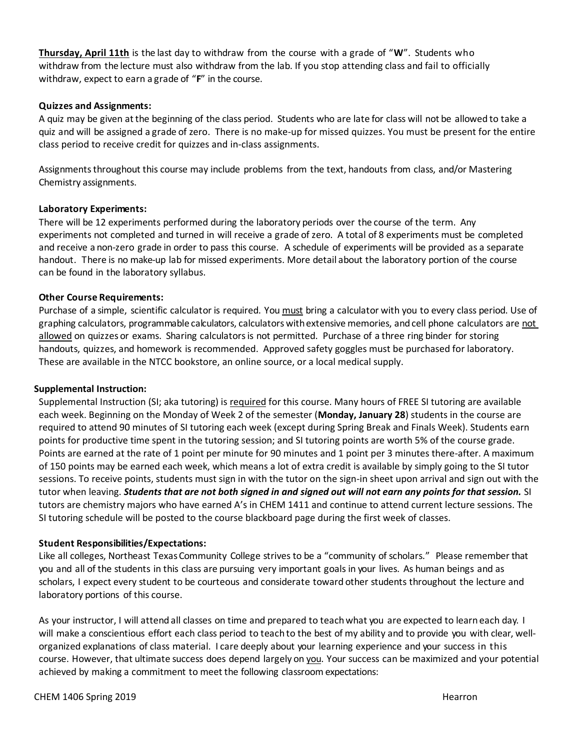**Thursday, April 11th** is the last day to withdraw from the course with a grade of "**W**". Students who withdraw from the lecture must also withdraw from the lab. If you stop attending class and fail to officially withdraw, expect to earn a grade of "**F**" in the course.

**Quizzes and Assignments:**

A quiz may be given at the beginning of the class period. Students who are late for class will not be allowed to take a quiz and will be assigned a grade of zero. There is no make-up for missed quizzes. You must be present for the entire class period to receive credit for quizzes and in-class assignments.

Assignments throughout this course may include problems from the text, handouts from class, and/or Mastering Chemistry assignments.

**Laboratory Experiments:**

There will be 12 experiments performed during the laboratory periods over the course of the term. Any experiments not completed and turned in will receive a grade of zero. A total of 8 experiments must be completed and receive a non-zero grade in order to pass this course. A schedule of experiments will be provided as a separate handout. There is no make-up lab for missed experiments. More detail about the laboratory portion of the course can be found in the laboratory syllabus.

**Other Course Requirements:**

Purchase of a simple, scientific calculator is required. You must bring a calculator with you to every class period. Use of graphing calculators, programmable calculators, calculators with extensive memories, and cell phone calculators are not allowed on quizzes or exams. Sharing calculators is not permitted. Purchase of a three ring binder for storing handouts, quizzes, and homework is recommended. Approved safety goggles must be purchased for laboratory. These are available in the NTCC bookstore, an online source, or a local medical supply.

**Supplemental Instruction:**

Supplemental Instruction (SI; aka tutoring) is required for this course. Many hours of FREE SI tutoring are available each week. Beginning on the Monday of Week 2 of the semester (**Monday, January 28**) students in the course are required to attend 90 minutes of SI tutoring each week (except during Spring Break and Finals Week). Students earn points for productive time spent in the tutoring session; and SI tutoring points are worth 5% of the course grade. Points are earned at the rate of 1 point per minute for 90 minutes and 1 point per 3 minutes there-after. A maximum of 150 points may be earned each week, which means a lot of extra credit is available by simply going to the SI tutor sessions. To receive points, students must sign in with the tutor on the sign-in sheet upon arrival and sign out with the tutor when leaving. ***Students that are not both signed in and signed out will not earn any points for that session.*** SI tutors are chemistry majors who have earned A's in CHEM 1411 and continue to attend current lecture sessions. The SI tutoring schedule will be posted to the course blackboard page during the first week of classes.

**Student Responsibilities/Expectations:**

Like all colleges, Northeast Texas Community College strives to be a "community of scholars." Please remember that you and all of the students in this class are pursuing very important goals in your lives. As human beings and as scholars, I expect every student to be courteous and considerate toward other students throughout the lecture and laboratory portions of this course.

As your instructor, I will attend all classes on time and prepared to teach what you are expected to learn each day. I will make a conscientious effort each class period to teach to the best of my ability and to provide you with clear, well-organized explanations of class material. I care deeply about your learning experience and your success in this course. However, that ultimate success does depend largely on you. Your success can be maximized and your potential achieved by making a commitment to meet the following classroom expectations: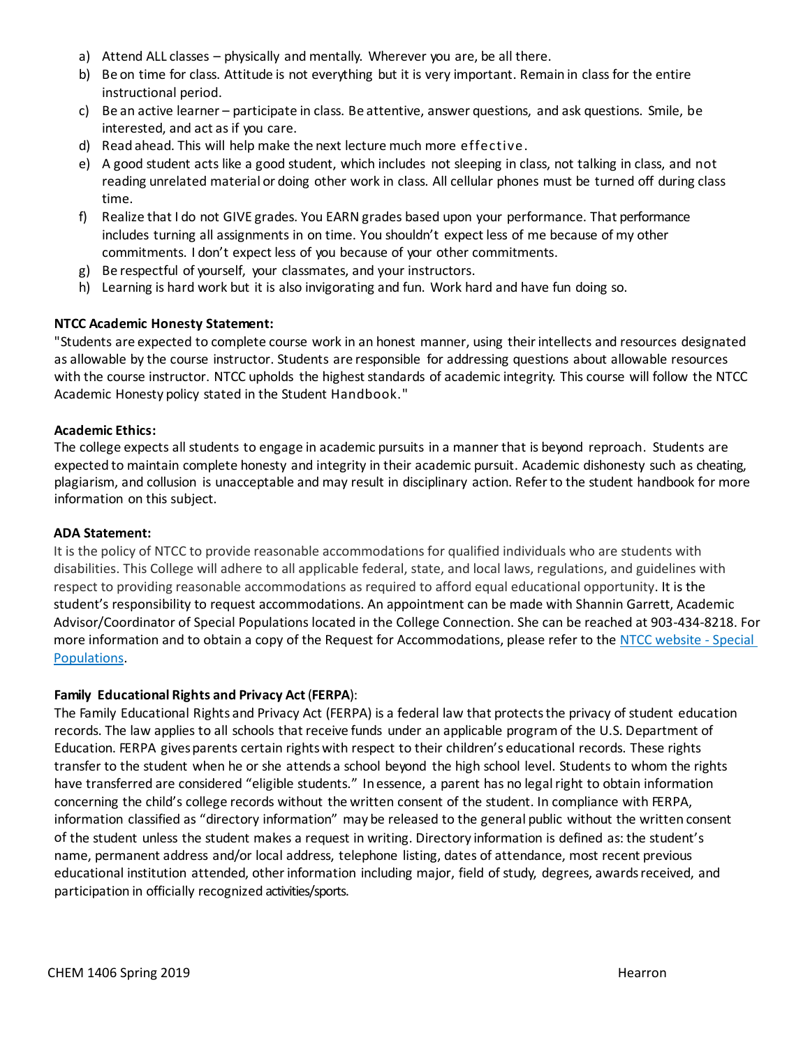a) Attend ALL classes – physically and mentally. Wherever you are, be all there.
b) Be on time for class. Attitude is not everything but it is very important. Remain in class for the entire instructional period.
c) Be an active learner – participate in class. Be attentive, answer questions, and ask questions. Smile, be interested, and act as if you care.
d) Read ahead. This will help make the next lecture much more effective.
e) A good student acts like a good student, which includes not sleeping in class, not talking in class, and not reading unrelated material or doing other work in class. All cellular phones must be turned off during class time.
f) Realize that I do not GIVE grades. You EARN grades based upon your performance. That performance includes turning all assignments in on time. You shouldn't expect less of me because of my other commitments. I don't expect less of you because of your other commitments.
g) Be respectful of yourself, your classmates, and your instructors.
h) Learning is hard work but it is also invigorating and fun. Work hard and have fun doing so.

**NTCC Academic Honesty Statement:**
"Students are expected to complete course work in an honest manner, using their intellects and resources designated as allowable by the course instructor. Students are responsible for addressing questions about allowable resources with the course instructor. NTCC upholds the highest standards of academic integrity. This course will follow the NTCC Academic Honesty policy stated in the Student Handbook."

**Academic Ethics:**
The college expects all students to engage in academic pursuits in a manner that is beyond reproach. Students are expected to maintain complete honesty and integrity in their academic pursuit. Academic dishonesty such as cheating, plagiarism, and collusion is unacceptable and may result in disciplinary action. Refer to the student handbook for more information on this subject.

**ADA Statement:**
It is the policy of NTCC to provide reasonable accommodations for qualified individuals who are students with disabilities. This College will adhere to all applicable federal, state, and local laws, regulations, and guidelines with respect to providing reasonable accommodations as required to afford equal educational opportunity. It is the student's responsibility to request accommodations. An appointment can be made with Shannin Garrett, Academic Advisor/Coordinator of Special Populations located in the College Connection. She can be reached at 903-434-8218. For more information and to obtain a copy of the Request for Accommodations, please refer to the NTCC website - Special Populations.

**Family Educational Rights and Privacy Act (FERPA):**
The Family Educational Rights and Privacy Act (FERPA) is a federal law that protects the privacy of student education records. The law applies to all schools that receive funds under an applicable program of the U.S. Department of Education. FERPA gives parents certain rights with respect to their children's educational records. These rights transfer to the student when he or she attends a school beyond the high school level. Students to whom the rights have transferred are considered "eligible students." In essence, a parent has no legal right to obtain information concerning the child's college records without the written consent of the student. In compliance with FERPA, information classified as "directory information" may be released to the general public without the written consent of the student unless the student makes a request in writing. Directory information is defined as: the student's name, permanent address and/or local address, telephone listing, dates of attendance, most recent previous educational institution attended, other information including major, field of study, degrees, awards received, and participation in officially recognized activities/sports.